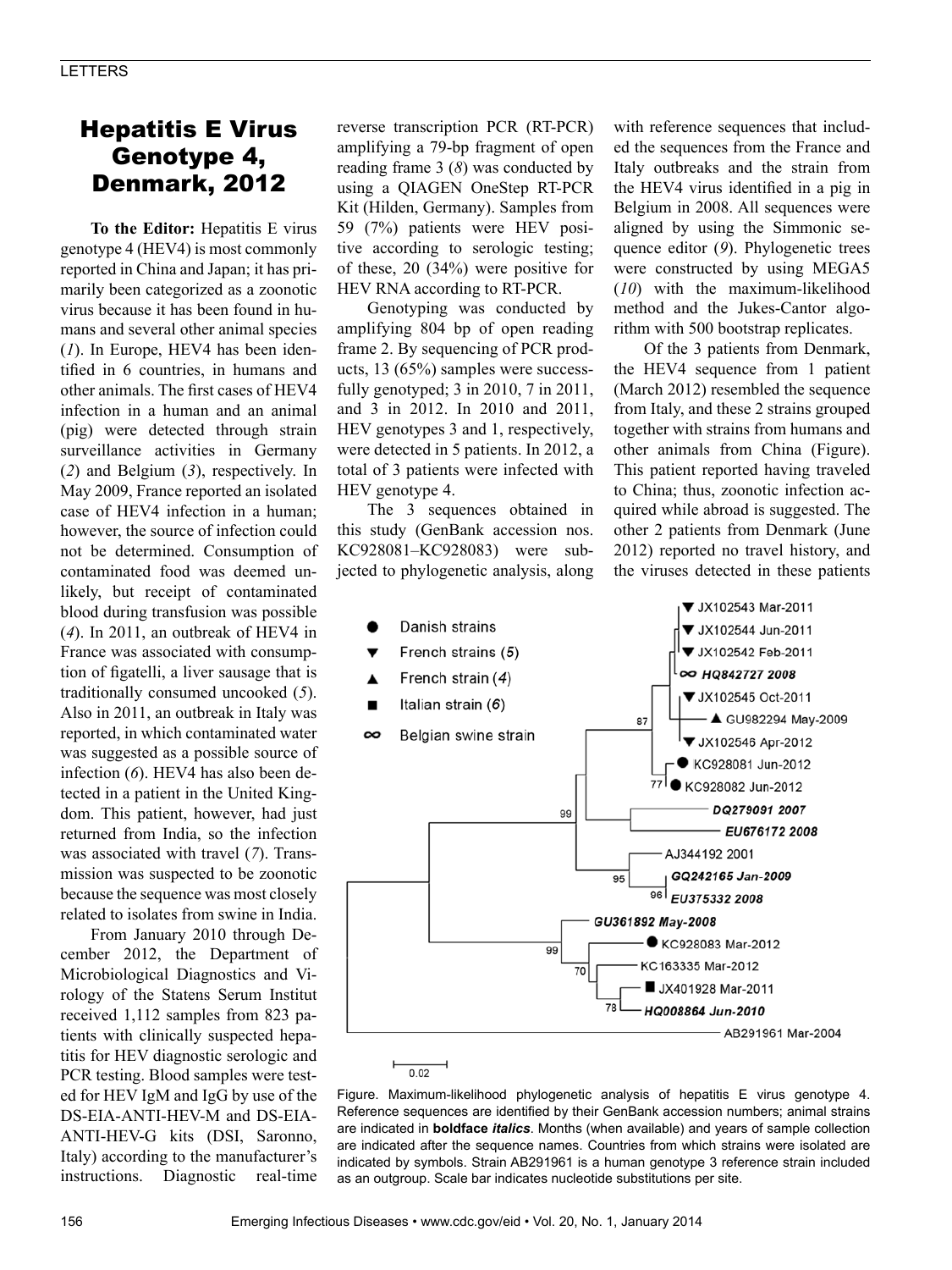# Hepatitis E Virus Genotype 4, Denmark, 2012

**To the Editor:** Hepatitis E virus genotype 4 (HEV4) is most commonly reported in China and Japan; it has primarily been categorized as a zoonotic virus because it has been found in humans and several other animal species (*1*). In Europe, HEV4 has been identified in 6 countries, in humans and other animals. The first cases of HEV4 infection in a human and an animal (pig) were detected through strain surveillance activities in Germany (*2*) and Belgium (*3*), respectively. In May 2009, France reported an isolated case of HEV4 infection in a human; however, the source of infection could not be determined. Consumption of contaminated food was deemed unlikely, but receipt of contaminated blood during transfusion was possible (*4*). In 2011, an outbreak of HEV4 in France was associated with consumption of figatelli, a liver sausage that is traditionally consumed uncooked (*5*). Also in 2011, an outbreak in Italy was reported, in which contaminated water was suggested as a possible source of infection (*6*). HEV4 has also been detected in a patient in the United Kingdom. This patient, however, had just returned from India, so the infection was associated with travel (*7*). Transmission was suspected to be zoonotic because the sequence was most closely related to isolates from swine in India.

From January 2010 through December 2012, the Department of Microbiological Diagnostics and Virology of the Statens Serum Institut received 1,112 samples from 823 patients with clinically suspected hepatitis for HEV diagnostic serologic and PCR testing. Blood samples were tested for HEV IgM and IgG by use of the DS-EIA-ANTI-HEV-M and DS-EIA-ANTI-HEV-G kits (DSI, Saronno, Italy) according to the manufacturer's instructions. Diagnostic real-time reverse transcription PCR (RT-PCR) amplifying a 79-bp fragment of open reading frame 3 (*8*) was conducted by using a QIAGEN OneStep RT-PCR Kit (Hilden, Germany). Samples from 59 (7%) patients were HEV positive according to serologic testing; of these, 20 (34%) were positive for HEV RNA according to RT-PCR.

Genotyping was conducted by amplifying 804 bp of open reading frame 2. By sequencing of PCR products, 13 (65%) samples were successfully genotyped; 3 in 2010, 7 in 2011, and 3 in 2012. In 2010 and 2011, HEV genotypes 3 and 1, respectively, were detected in 5 patients. In 2012, a total of 3 patients were infected with HEV genotype 4.

The 3 sequences obtained in this study (GenBank accession nos. KC928081–KC928083) were subjected to phylogenetic analysis, along with reference sequences that included the sequences from the France and Italy outbreaks and the strain from the HEV4 virus identified in a pig in Belgium in 2008. All sequences were aligned by using the Simmonic sequence editor (*9*). Phylogenetic trees were constructed by using MEGA5 (*10*) with the maximum-likelihood method and the Jukes-Cantor algorithm with 500 bootstrap replicates.

Of the 3 patients from Denmark, the HEV4 sequence from 1 patient (March 2012) resembled the sequence from Italy, and these 2 strains grouped together with strains from humans and other animals from China (Figure). This patient reported having traveled to China; thus, zoonotic infection acquired while abroad is suggested. The other 2 patients from Denmark (June 2012) reported no travel history, and the viruses detected in these patients

Figure. Maximum-likelihood phylogenetic analysis of hepatitis E virus genotype 4. Reference sequences are identified by their GenBank accession numbers; animal strains are indicated in ***boldface italics***. Months (when available) and years of sample collection are indicated after the sequence names. Countries from which strains were isolated are indicated by symbols. Strain AB291961 is a human genotype 3 reference strain included as an outgroup. Scale bar indicates nucleotide substitutions per site.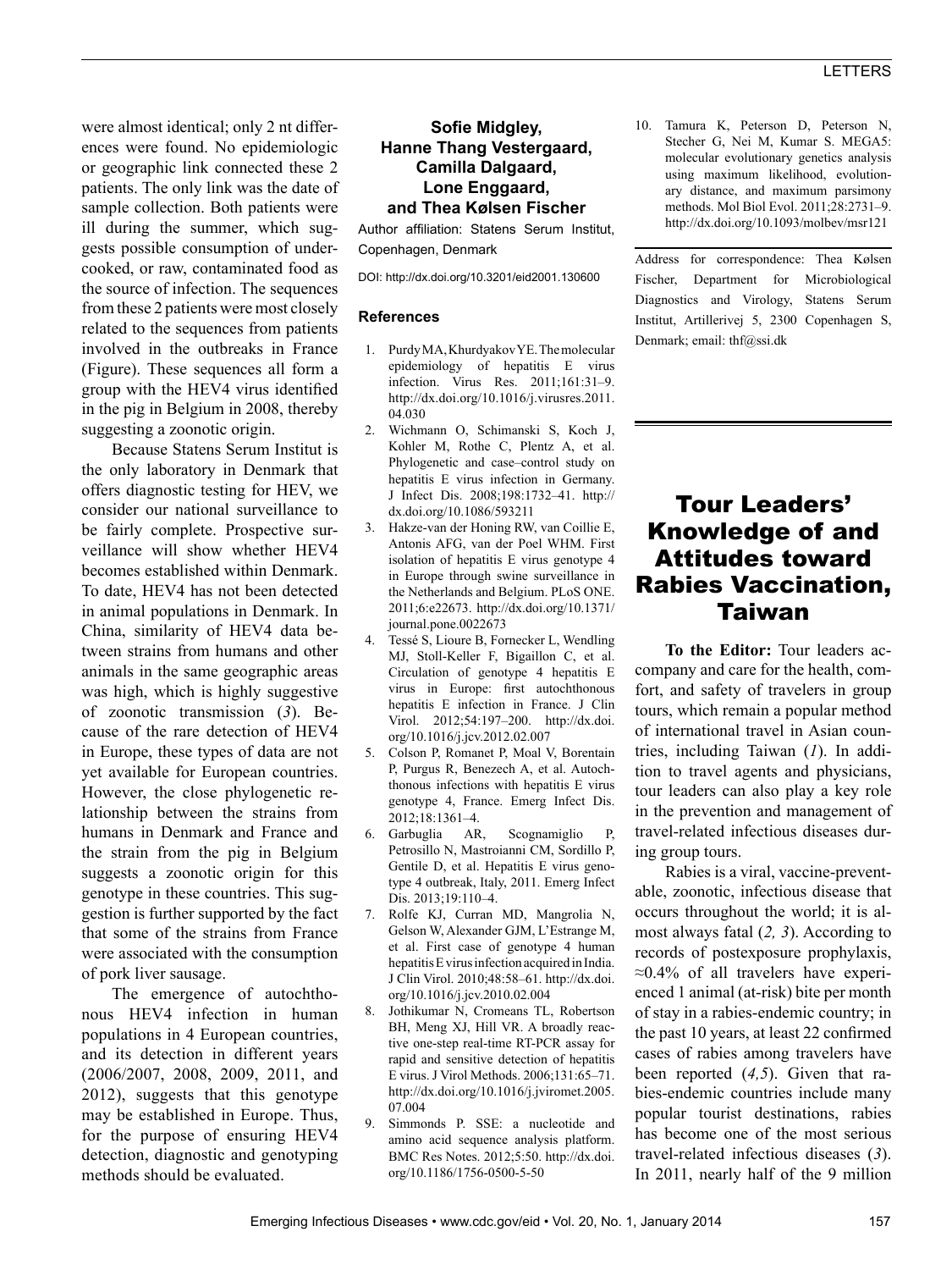were almost identical; only 2 nt differences were found. No epidemiologic or geographic link connected these 2 patients. The only link was the date of sample collection. Both patients were ill during the summer, which suggests possible consumption of undercooked, or raw, contaminated food as the source of infection. The sequences from these 2 patients were most closely related to the sequences from patients involved in the outbreaks in France (Figure). These sequences all form a group with the HEV4 virus identified in the pig in Belgium in 2008, thereby suggesting a zoonotic origin.

Because Statens Serum Institut is the only laboratory in Denmark that offers diagnostic testing for HEV, we consider our national surveillance to be fairly complete. Prospective surveillance will show whether HEV4 becomes established within Denmark. To date, HEV4 has not been detected in animal populations in Denmark. In China, similarity of HEV4 data between strains from humans and other animals in the same geographic areas was high, which is highly suggestive of zoonotic transmission (*3*). Because of the rare detection of HEV4 in Europe, these types of data are not yet available for European countries. However, the close phylogenetic relationship between the strains from humans in Denmark and France and the strain from the pig in Belgium suggests a zoonotic origin for this genotype in these countries. This suggestion is further supported by the fact that some of the strains from France were associated with the consumption of pork liver sausage.

The emergence of autochthonous HEV4 infection in human populations in 4 European countries, and its detection in different years (2006/2007, 2008, 2009, 2011, and 2012), suggests that this genotype may be established in Europe. Thus, for the purpose of ensuring HEV4 detection, diagnostic and genotyping methods should be evaluated.

**Sofie Midgley, Hanne Thang Vestergaard, Camilla Dalgaard, Lone Enggaard, and Thea Kølsen Fischer**

Author affiliation: Statens Serum Institut, Copenhagen, Denmark

DOI: http://dx.doi.org/10.3201/eid2001.130600

### References

1. Purdy MA, Khudyakov YE. The molecular epidemiology of hepatitis E virus infection. Virus Res. 2011;161:31–9. http://dx.doi.org/10.1016/j.virusres.2011.04.030
2. Wichmann O, Schimanski S, Koch J, Kohler M, Rothe C, Plentz A, et al. Phylogenetic and case–control study on hepatitis E virus infection in Germany. J Infect Dis. 2008;198:1732–41. http://dx.doi.org/10.1086/593211
3. Hakze-van der Honing RW, van Coillie E, Antonis AFG, van der Poel WHM. First isolation of hepatitis E virus genotype 4 in Europe through swine surveillance in the Netherlands and Belgium. PLoS ONE. 2011;6:e22673. http://dx.doi.org/10.1371/journal.pone.0022673
4. Tessé S, Lioure B, Fornecker L, Wendling MJ, Stoll-Keller F, Bigaillon C, et al. Circulation of genotype 4 hepatitis E virus in Europe: first autochthonous hepatitis E infection in France. J Clin Virol. 2012;54:197–200. http://dx.doi.org/10.1016/j.jcv.2012.02.007
5. Colson P, Romanet P, Moal V, Borentain P, Purgus R, Benezech A, et al. Autochthonous infections with hepatitis E virus genotype 4, France. Emerg Infect Dis. 2012;18:1361–4.
6. Garbuglia AR, Scognamiglio P, Petrosillo N, Mastroianni CM, Sordillo P, Gentile D, et al. Hepatitis E virus genotype 4 outbreak, Italy, 2011. Emerg Infect Dis. 2013;19:110–4.
7. Rolfe KJ, Curran MD, Mangrolia N, Gelson W, Alexander GJM, L'Estrange M, et al. First case of genotype 4 human hepatitis E virus infection acquired in India. J Clin Virol. 2010;48:58–61. http://dx.doi.org/10.1016/j.jcv.2010.02.004
8. Jothikumar N, Cromeans TL, Robertson BH, Meng XJ, Hill VR. A broadly reactive one-step real-time RT-PCR assay for rapid and sensitive detection of hepatitis E virus. J Virol Methods. 2006;131:65–71. http://dx.doi.org/10.1016/j.jviromet.2005.07.004
9. Simmonds P. SSE: a nucleotide and amino acid sequence analysis platform. BMC Res Notes. 2012;5:50. http://dx.doi.org/10.1186/1756-0500-5-50
10. Tamura K, Peterson D, Peterson N, Stecher G, Nei M, Kumar S. MEGA5: molecular evolutionary genetics analysis using maximum likelihood, evolutionary distance, and maximum parsimony methods. Mol Biol Evol. 2011;28:2731–9. http://dx.doi.org/10.1093/molbev/msr121

Address for correspondence: Thea Kølsen Fischer, Department for Microbiological Diagnostics and Virology, Statens Serum Institut, Artillerivej 5, 2300 Copenhagen S, Denmark; email: thf@ssi.dk

# Tour Leaders' Knowledge of and Attitudes toward Rabies Vaccination, Taiwan

**To the Editor:** Tour leaders accompany and care for the health, comfort, and safety of travelers in group tours, which remain a popular method of international travel in Asian countries, including Taiwan (*1*). In addition to travel agents and physicians, tour leaders can also play a key role in the prevention and management of travel-related infectious diseases during group tours.

Rabies is a viral, vaccine-preventable, zoonotic, infectious disease that occurs throughout the world; it is almost always fatal (*2, 3*). According to records of postexposure prophylaxis, ≈0.4% of all travelers have experienced 1 animal (at-risk) bite per month of stay in a rabies-endemic country; in the past 10 years, at least 22 confirmed cases of rabies among travelers have been reported (*4,5*). Given that rabies-endemic countries include many popular tourist destinations, rabies has become one of the most serious travel-related infectious diseases (*3*). In 2011, nearly half of the 9 million